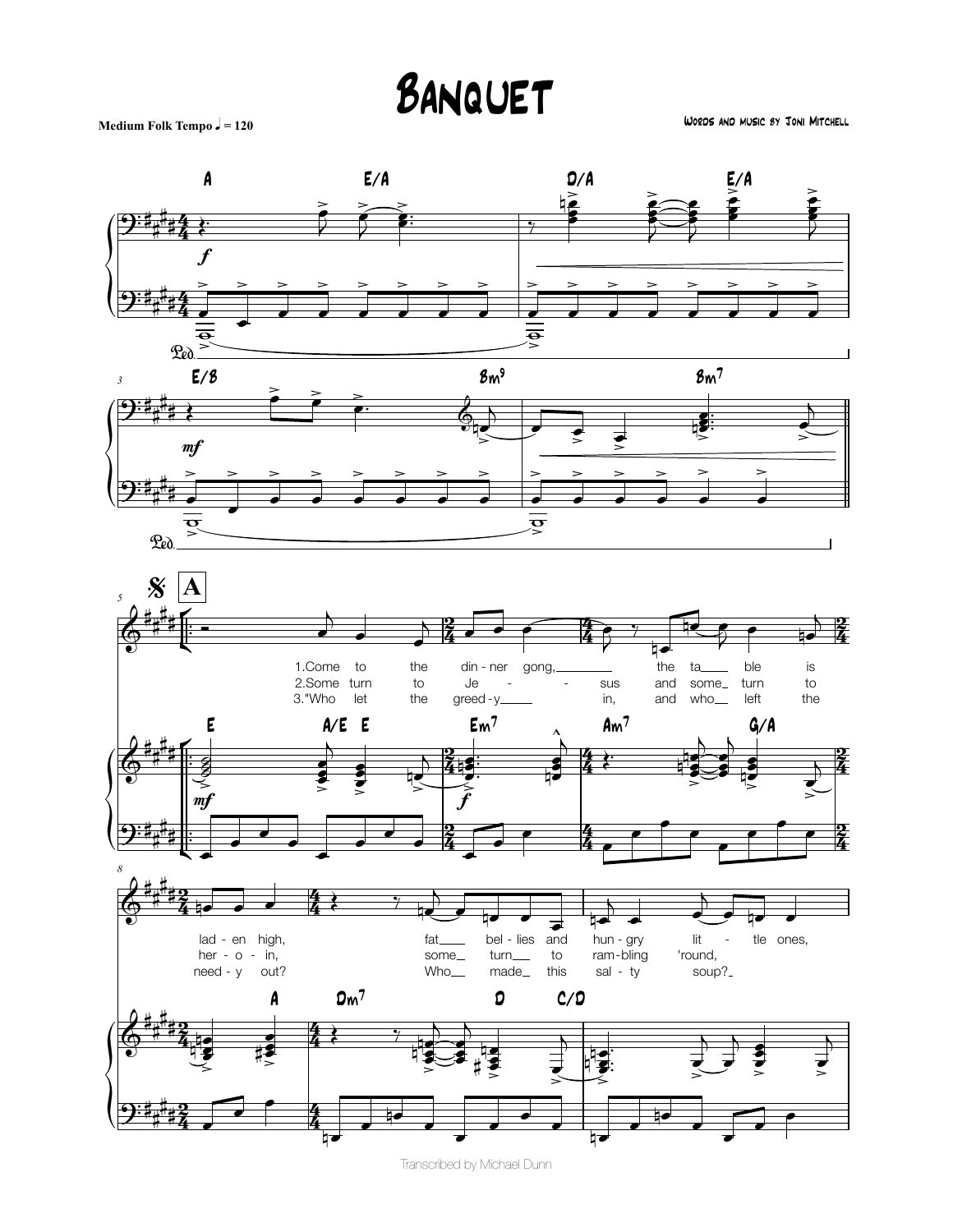# Banquet

Medium Folk Tempo ♩ = 120

Words and music by Joni Mitchell

1.Come to the din - ner gong, the ta ble is lad - en high, fat bel - lies and hun - gry lit - tle ones,

2.Some turn to Je - sus and some turn to her - o - in, some turn to ram - bling 'round,

3."Who let the greed - y in, and who left the need - y out? Who made this sal - ty soup?

Transcribed by Michael Dunn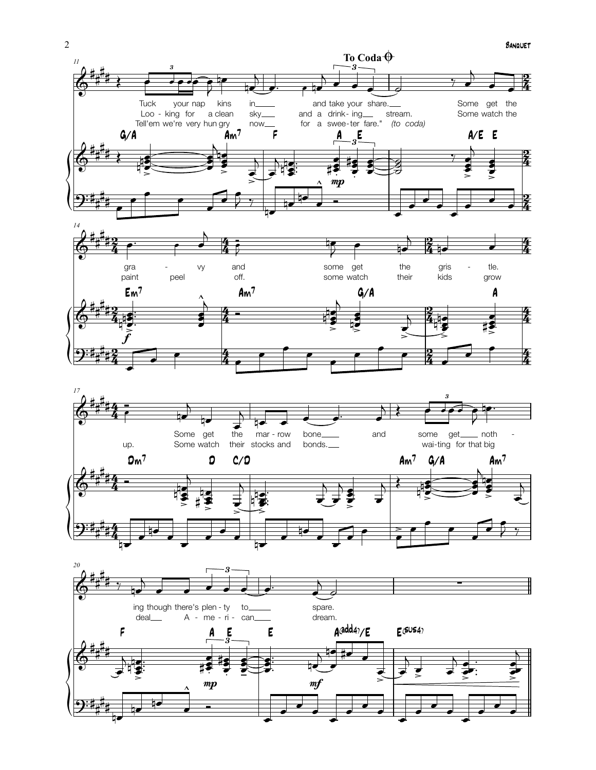**To Coda** 𝄌

Measure 11

G/A Am7 F A E A/E E

Tuck your nap kins in and take your share. Some get the

Loo - king for a clean sky and a drink - ing stream. Some watch the

Tell'em we're very hun gry now for a swee - ter fare." *(to coda)*

*mp*

Measure 14

Em7 Am7 G/A A

gra - vy and some get the gris - tle.

paint peel off. some watch their kids grow

*f*

Measure 17

Dm7 D C/D Am7 G/A Am7

Some get the mar - row bone and some get noth -

up. Some watch their stocks and bonds. wai - ting for that big

Measure 20

F A E E A(add4)/E E(sus4)

ing though there's plen - ty to spare.

deal A - me - ri - can dream.

*mp* *mf*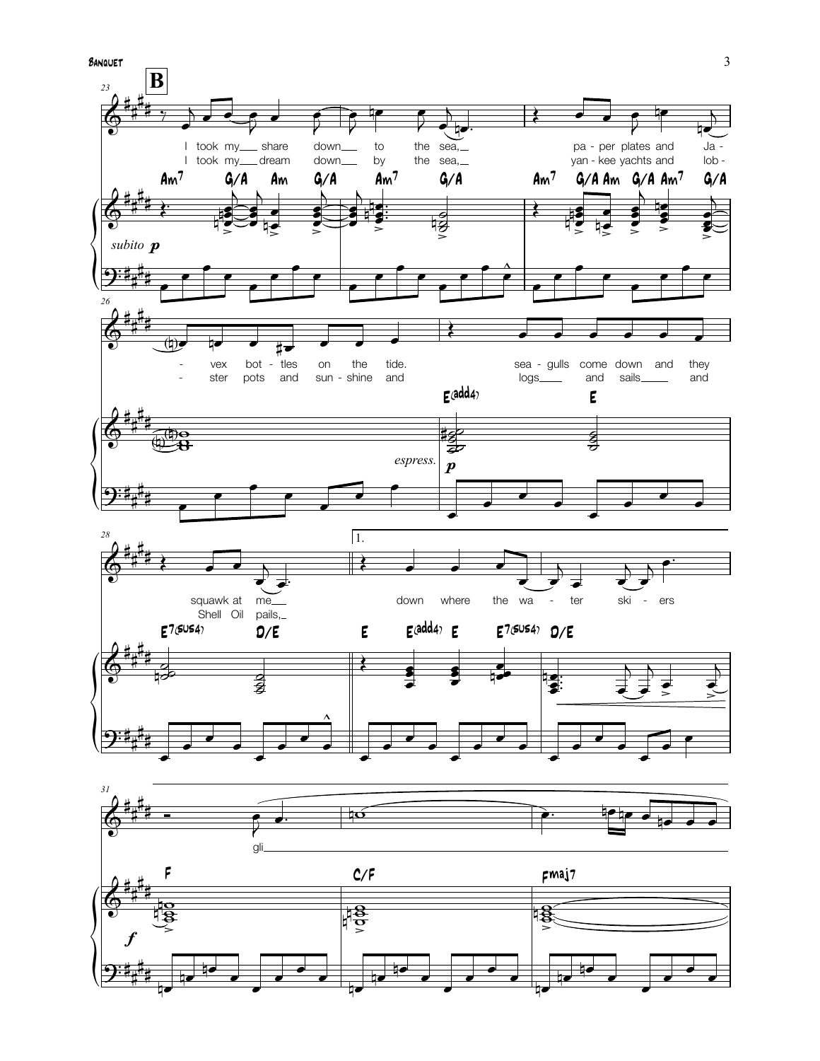**B**

*subito* **p**

I took my share down to the sea, pa - per plates and Ja - vex bot - tles on the tide. sea - gulls come down and they squawk at me

I took my dream down by the sea, yan - kee yachts and lob - ster pots and sun - shine and logs and sails and Shell Oil pails,

Am7 G/A Am G/A Am7 G/A Am7 G/A Am G/A Am7 G/A

E(add4) E E7(sus4) D/E

*espress.* **p**

1\. down where the wa - ter ski - ers gli

E E(add4) E E7(sus4) D/E

F C/F Fmaj7

**f**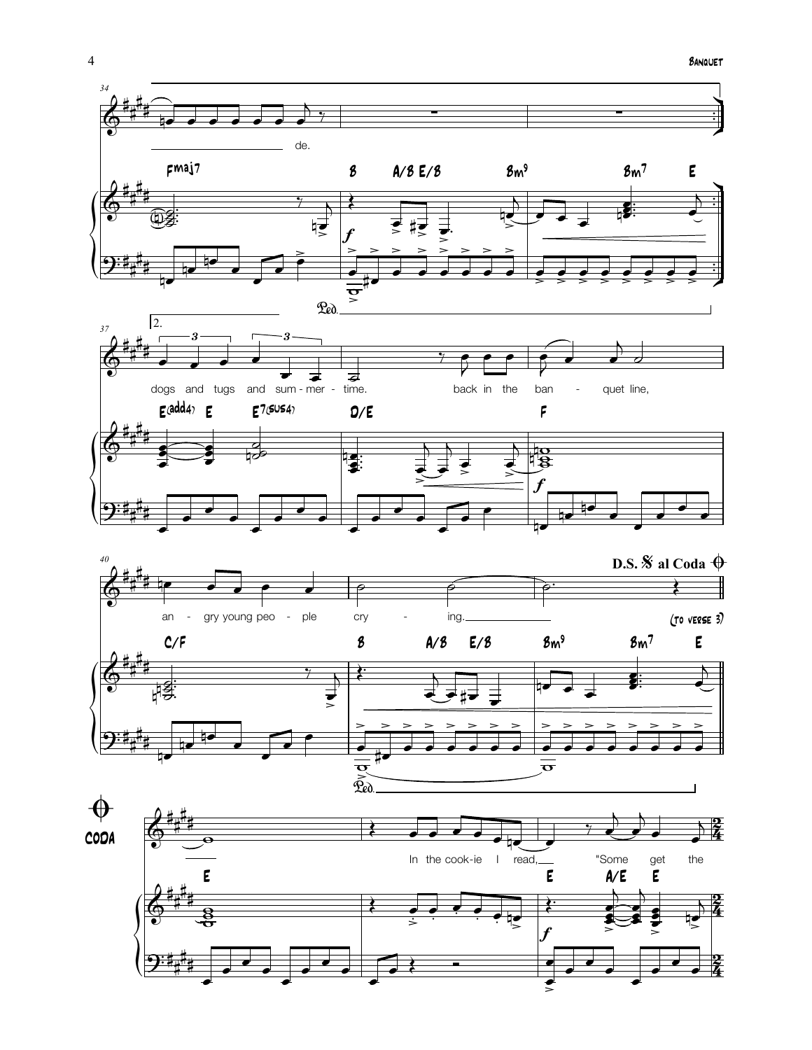34

de.

Fmaj7 | B A/B E/B | Bm9 Bm7 E

*f*

Ped.

37 2.

dogs and tugs and sum - mer - time. back in the ban - quet line,

E(add4) E E7(sus4) | D/E | F

*f*

40 **D.S. 𝄋 al Coda 𝄌**

an - gry young peo - ple cry - ing.

(to verse 3)

C/F | B A/B E/B | Bm9 Bm7 E

Ped.

**CODA** 𝄌

In the cook-ie I read, "Some get the

E | | E A/E E

*f*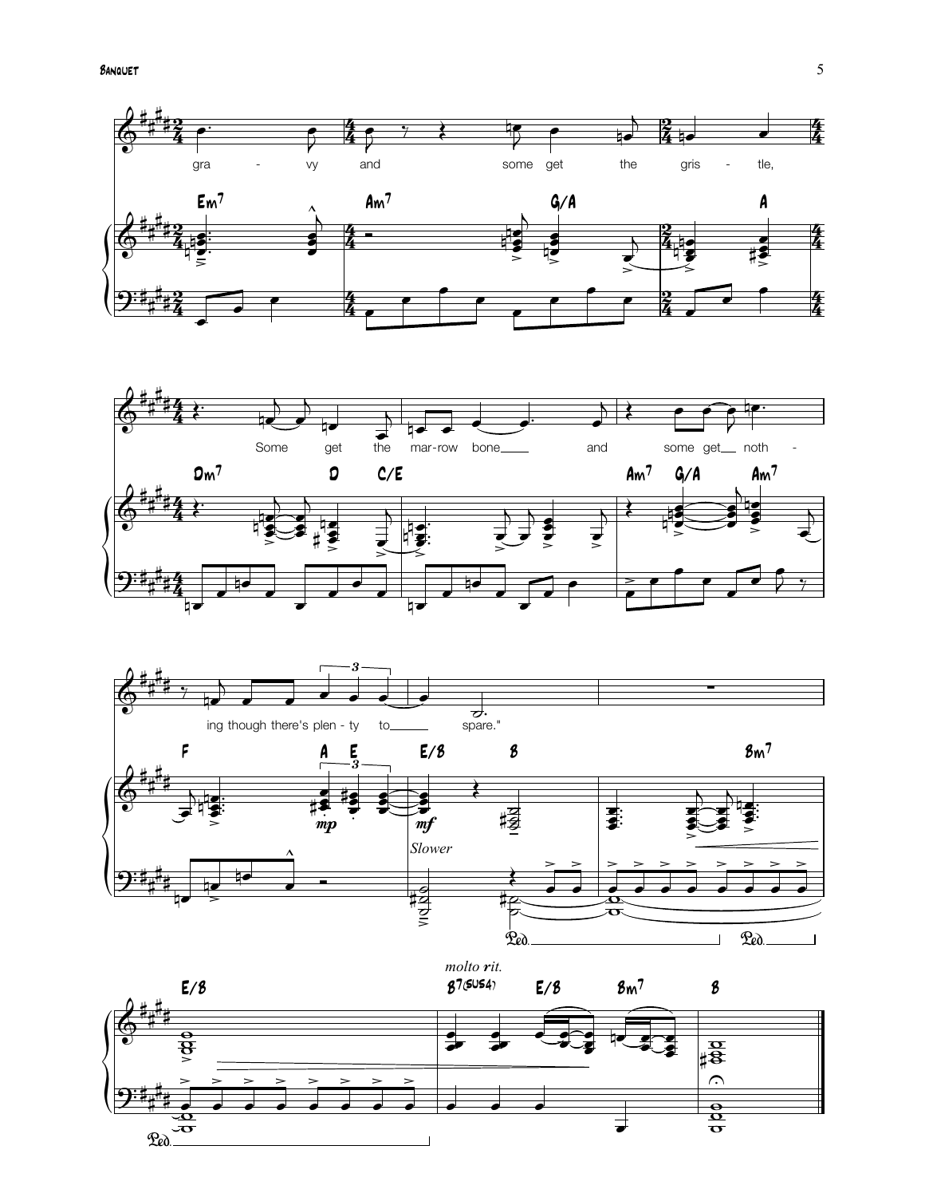gra - vy and some get the gris - tle,

Em7 Am7 G/A A

Some get the mar-row bone and some get noth -

Dm7 D C/E Am7 G/A Am7

ing though there's plen - ty to spare."

F A E E/B B Bm7

*mp* *mf*

*Slower*

E/B

*molto rit.*

B7(SUS4) E/B Bm7 B